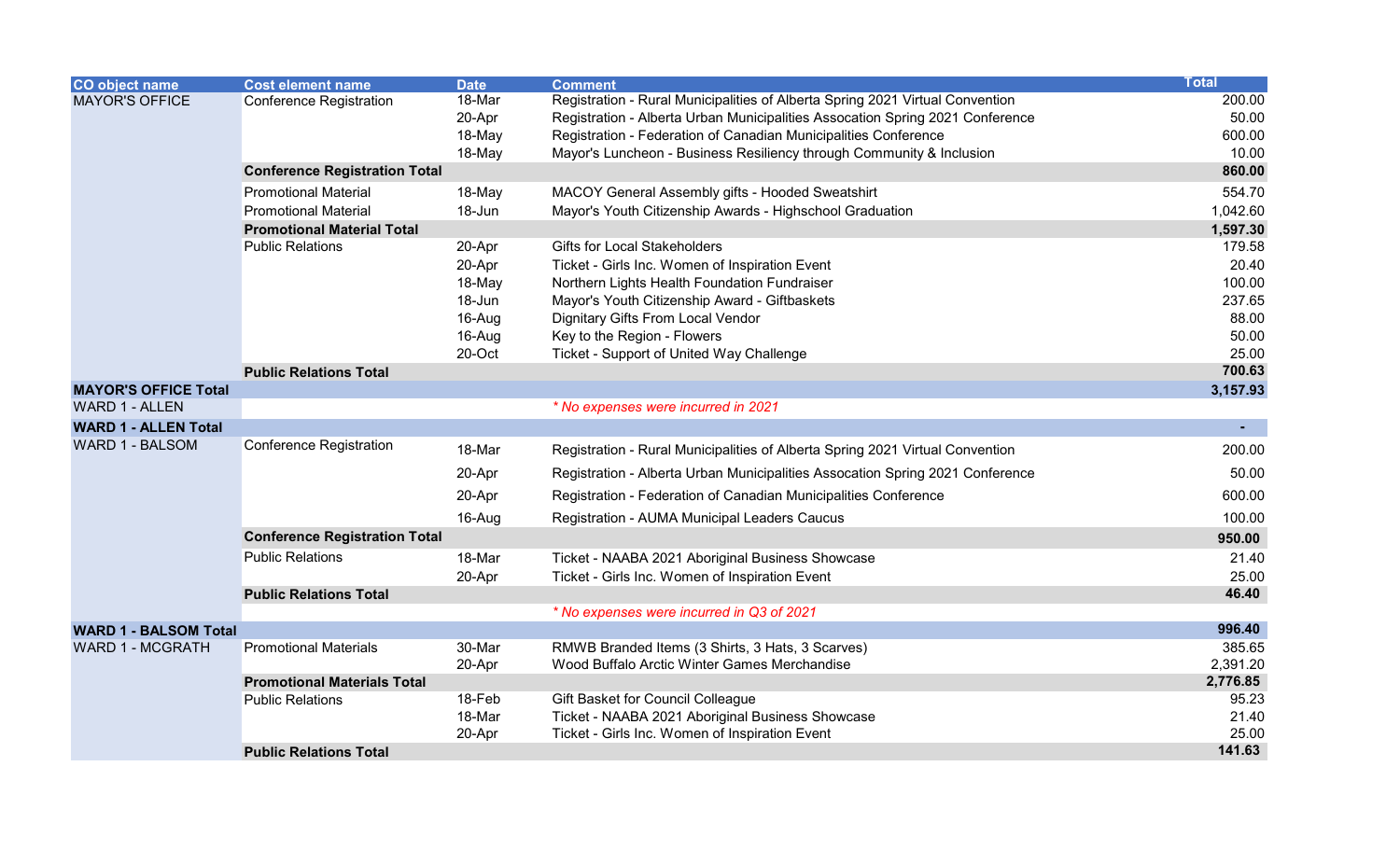| CO object name | Cost element name | Date | Comment | Total |
|---|---|---|---|---|
| MAYOR'S OFFICE | Conference Registration | 18-Mar | Registration - Rural Municipalities of Alberta Spring 2021 Virtual Convention | 200.00 |
| | | 20-Apr | Registration - Alberta Urban Municipalities Assocation Spring 2021 Conference | 50.00 |
| | | 18-May | Registration - Federation of Canadian Municipalities Conference | 600.00 |
| | | 18-May | Mayor's Luncheon - Business Resiliency through Community & Inclusion | 10.00 |
| | **Conference Registration Total** | | | **860.00** |
| | Promotional Material | 18-May | MACOY General Assembly gifts - Hooded Sweatshirt | 554.70 |
| | Promotional Material | 18-Jun | Mayor's Youth Citizenship Awards - Highschool Graduation | 1,042.60 |
| | **Promotional Material Total** | | | **1,597.30** |
| | Public Relations | 20-Apr | Gifts for Local Stakeholders | 179.58 |
| | | 20-Apr | Ticket - Girls Inc. Women of Inspiration Event | 20.40 |
| | | 18-May | Northern Lights Health Foundation Fundraiser | 100.00 |
| | | 18-Jun | Mayor's Youth Citizenship Award - Giftbaskets | 237.65 |
| | | 16-Aug | Dignitary Gifts From Local Vendor | 88.00 |
| | | 16-Aug | Key to the Region - Flowers | 50.00 |
| | | 20-Oct | Ticket - Support of United Way Challenge | 25.00 |
| | **Public Relations Total** | | | **700.63** |
| **MAYOR'S OFFICE Total** | | | | **3,157.93** |
| WARD 1 - ALLEN | | | *\* No expenses were incurred in 2021* | |
| **WARD 1 - ALLEN Total** | | | | **-** |
| WARD 1 - BALSOM | Conference Registration | 18-Mar | Registration - Rural Municipalities of Alberta Spring 2021 Virtual Convention | 200.00 |
| | | 20-Apr | Registration - Alberta Urban Municipalities Assocation Spring 2021 Conference | 50.00 |
| | | 20-Apr | Registration - Federation of Canadian Municipalities Conference | 600.00 |
| | | 16-Aug | Registration - AUMA Municipal Leaders Caucus | 100.00 |
| | **Conference Registration Total** | | | **950.00** |
| | Public Relations | 18-Mar | Ticket - NAABA 2021 Aboriginal Business Showcase | 21.40 |
| | | 20-Apr | Ticket - Girls Inc. Women of Inspiration Event | 25.00 |
| | **Public Relations Total** | | | **46.40** |
| | | | *\* No expenses were incurred in Q3 of 2021* | |
| **WARD 1 - BALSOM Total** | | | | **996.40** |
| WARD 1 - MCGRATH | Promotional Materials | 30-Mar | RMWB Branded Items (3 Shirts, 3 Hats, 3 Scarves) | 385.65 |
| | | 20-Apr | Wood Buffalo Arctic Winter Games Merchandise | 2,391.20 |
| | **Promotional Materials Total** | | | **2,776.85** |
| | Public Relations | 18-Feb | Gift Basket for Council Colleague | 95.23 |
| | | 18-Mar | Ticket - NAABA 2021 Aboriginal Business Showcase | 21.40 |
| | | 20-Apr | Ticket - Girls Inc. Women of Inspiration Event | 25.00 |
| | **Public Relations Total** | | | **141.63** |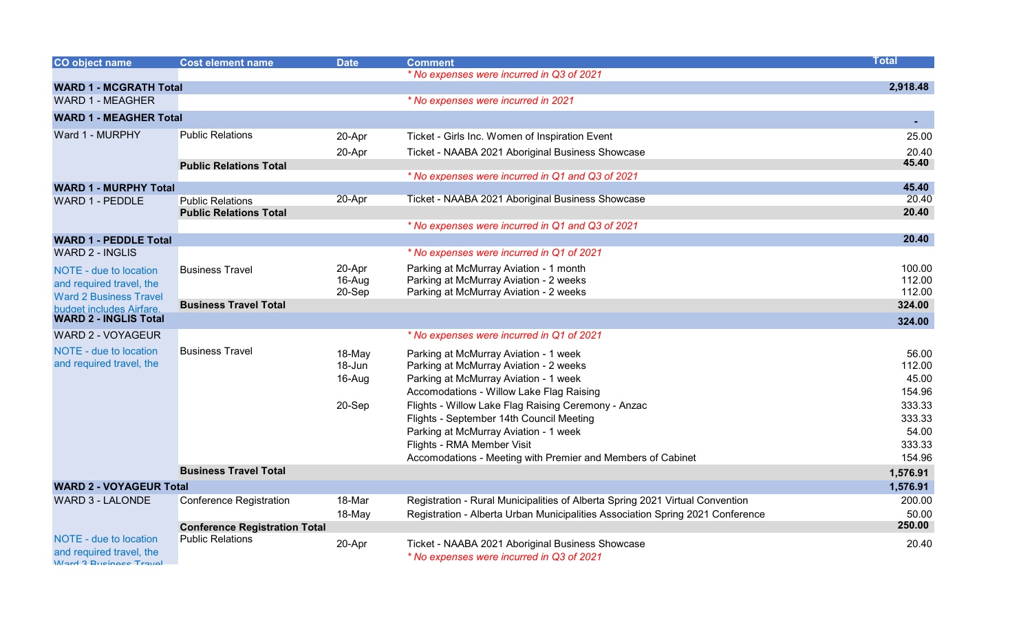| CO object name | Cost element name | Date | Comment | Total |
|---|---|---|---|---|
| | | | * No expenses were incurred in Q3 of 2021 | |
| **WARD 1 - MCGRATH Total** | | | | **2,918.48** |
| WARD 1 - MEAGHER | | | * No expenses were incurred in 2021 | |
| **WARD 1 - MEAGHER Total** | | | | **-** |
| Ward 1 - MURPHY | Public Relations | 20-Apr | Ticket - Girls Inc. Women of Inspiration Event | 25.00 |
| | | 20-Apr | Ticket - NAABA 2021 Aboriginal Business Showcase | 20.40 |
| | **Public Relations Total** | | | **45.40** |
| | | | * No expenses were incurred in Q1 and Q3 of 2021 | |
| **WARD 1 - MURPHY Total** | | | | **45.40** |
| WARD 1 - PEDDLE | Public Relations | 20-Apr | Ticket - NAABA 2021 Aboriginal Business Showcase | 20.40 |
| | **Public Relations Total** | | | **20.40** |
| | | | * No expenses were incurred in Q1 and Q3 of 2021 | |
| **WARD 1 - PEDDLE Total** | | | | **20.40** |
| WARD 2 - INGLIS | | | * No expenses were incurred in Q1 of 2021 | |
| NOTE - due to location and required travel, the Ward 2 Business Travel budget includes Airfare. | Business Travel | 20-Apr | Parking at McMurray Aviation - 1 month | 100.00 |
| | | 16-Aug | Parking at McMurray Aviation - 2 weeks | 112.00 |
| | | 20-Sep | Parking at McMurray Aviation - 2 weeks | 112.00 |
| | **Business Travel Total** | | | **324.00** |
| **WARD 2 - INGLIS Total** | | | | **324.00** |
| WARD 2 - VOYAGEUR | | | * No expenses were incurred in Q1 of 2021 | |
| NOTE - due to location and required travel, the | Business Travel | 18-May | Parking at McMurray Aviation - 1 week | 56.00 |
| | | 18-Jun | Parking at McMurray Aviation - 2 weeks | 112.00 |
| | | 16-Aug | Parking at McMurray Aviation - 1 week | 45.00 |
| | | | Accomodations - Willow Lake Flag Raising | 154.96 |
| | | 20-Sep | Flights - Willow Lake Flag Raising Ceremony - Anzac | 333.33 |
| | | | Flights - September 14th Council Meeting | 333.33 |
| | | | Parking at McMurray Aviation - 1 week | 54.00 |
| | | | Flights - RMA Member Visit | 333.33 |
| | | | Accomodations - Meeting with Premier and Members of Cabinet | 154.96 |
| | **Business Travel Total** | | | **1,576.91** |
| **WARD 2 - VOYAGEUR Total** | | | | **1,576.91** |
| WARD 3 - LALONDE | Conference Registration | 18-Mar | Registration - Rural Municipalities of Alberta Spring 2021 Virtual Convention | 200.00 |
| | | 18-May | Registration - Alberta Urban Municipalities Association Spring 2021 Conference | 50.00 |
| | **Conference Registration Total** | | | **250.00** |
| NOTE - due to location and required travel, the Ward 3 Business Travel | Public Relations | 20-Apr | Ticket - NAABA 2021 Aboriginal Business Showcase | 20.40 |
| | | | * No expenses were incurred in Q3 of 2021 | |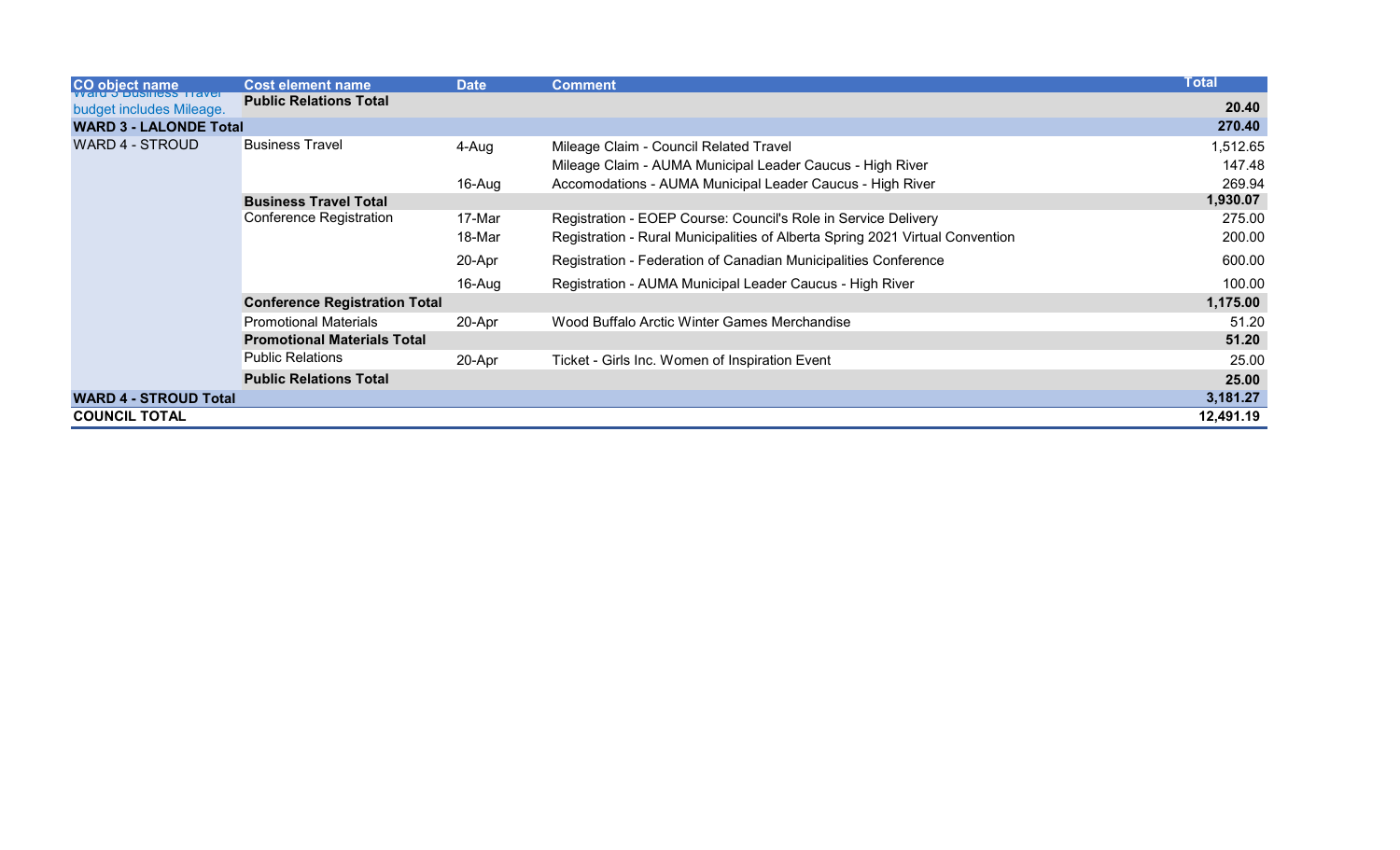| CO object name | Cost element name | Date | Comment | Total |
|---|---|---|---|---|
| Ward 3 Business Travel budget includes Mileage. | **Public Relations Total** | | | **20.40** |
| **WARD 3 - LALONDE Total** | | | | **270.40** |
| WARD 4 - STROUD | Business Travel | 4-Aug | Mileage Claim - Council Related Travel | 1,512.65 |
| | | | Mileage Claim - AUMA Municipal Leader Caucus - High River | 147.48 |
| | | 16-Aug | Accomodations - AUMA Municipal Leader Caucus - High River | 269.94 |
| | **Business Travel Total** | | | **1,930.07** |
| | Conference Registration | 17-Mar | Registration - EOEP Course: Council's Role in Service Delivery | 275.00 |
| | | 18-Mar | Registration - Rural Municipalities of Alberta Spring 2021 Virtual Convention | 200.00 |
| | | 20-Apr | Registration - Federation of Canadian Municipalities Conference | 600.00 |
| | | 16-Aug | Registration - AUMA Municipal Leader Caucus - High River | 100.00 |
| | **Conference Registration Total** | | | **1,175.00** |
| | Promotional Materials | 20-Apr | Wood Buffalo Arctic Winter Games Merchandise | 51.20 |
| | **Promotional Materials Total** | | | **51.20** |
| | Public Relations | 20-Apr | Ticket - Girls Inc. Women of Inspiration Event | 25.00 |
| | **Public Relations Total** | | | **25.00** |
| **WARD 4 - STROUD Total** | | | | **3,181.27** |
| **COUNCIL TOTAL** | | | | **12,491.19** |